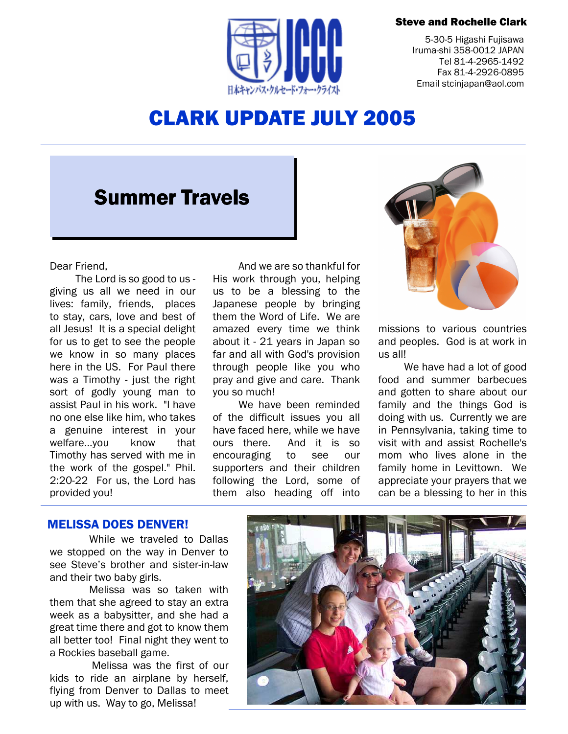Steve and Rochelle Clark

5-30-5 Higashi Fujisawa
Iruma-shi 358-0012 JAPAN
Tel 81-4-2965-1492
Fax 81-4-2926-0895
Email stcinjapan@aol.com

# CLARK UPDATE JULY 2005

## Summer Travels

Dear Friend,

The Lord is so good to us - giving us all we need in our lives: family, friends, places to stay, cars, love and best of all Jesus! It is a special delight for us to get to see the people we know in so many places here in the US. For Paul there was a Timothy - just the right sort of godly young man to assist Paul in his work. "I have no one else like him, who takes a genuine interest in your welfare...you know that Timothy has served with me in the work of the gospel." Phil. 2:20-22 For us, the Lord has provided you!

And we are so thankful for His work through you, helping us to be a blessing to the Japanese people by bringing them the Word of Life. We are amazed every time we think about it - 21 years in Japan so far and all with God's provision through people like you who pray and give and care. Thank you so much!

We have been reminded of the difficult issues you all have faced here, while we have ours there. And it is so encouraging to see our supporters and their children following the Lord, some of them also heading off into missions to various countries and peoples. God is at work in us all!

We have had a lot of good food and summer barbecues and gotten to share about our family and the things God is doing with us. Currently we are in Pennsylvania, taking time to visit with and assist Rochelle's mom who lives alone in the family home in Levittown. We appreciate your prayers that we can be a blessing to her in this

### MELISSA DOES DENVER!

While we traveled to Dallas we stopped on the way in Denver to see Steve's brother and sister-in-law and their two baby girls.

Melissa was so taken with them that she agreed to stay an extra week as a babysitter, and she had a great time there and got to know them all better too! Final night they went to a Rockies baseball game.

Melissa was the first of our kids to ride an airplane by herself, flying from Denver to Dallas to meet up with us. Way to go, Melissa!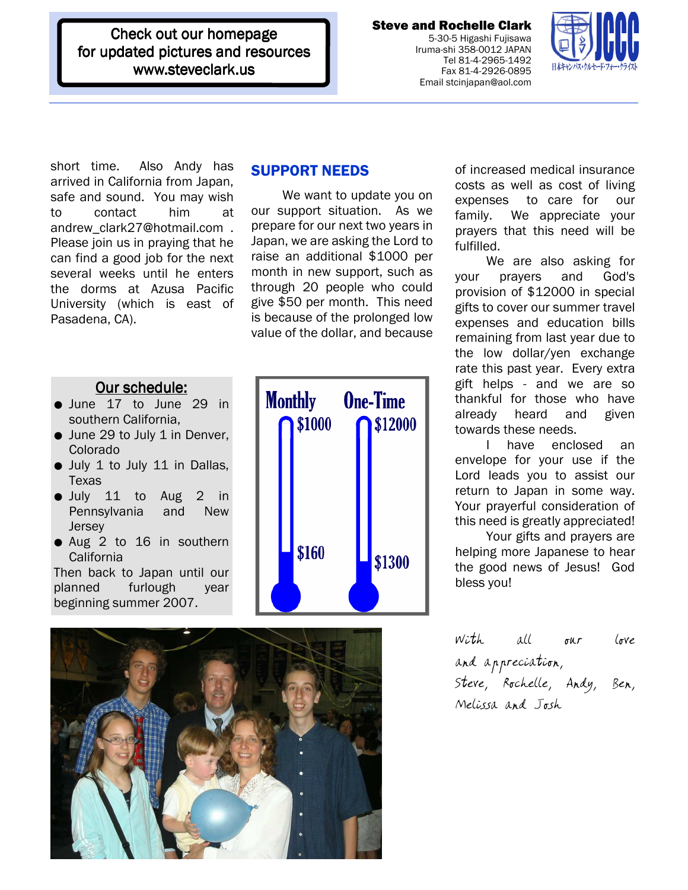Check out our homepage for updated pictures and resources www.steveclark.us

**Steve and Rochelle Clark**
5-30-5 Higashi Fujisawa
Iruma-shi 358-0012 JAPAN
Tel 81-4-2965-1492
Fax 81-4-2926-0895
Email stcinjapan@aol.com

short time. Also Andy has arrived in California from Japan, safe and sound. You may wish to contact him at andrew_clark27@hotmail.com . Please join us in praying that he can find a good job for the next several weeks until he enters the dorms at Azusa Pacific University (which is east of Pasadena, CA).

## Our schedule:

- June 17 to June 29 in southern California,
- June 29 to July 1 in Denver, Colorado
- July 1 to July 11 in Dallas, Texas
- July 11 to Aug 2 in Pennsylvania and New Jersey
- Aug 2 to 16 in southern California

Then back to Japan until our planned furlough year beginning summer 2007.

## SUPPORT NEEDS

We want to update you on our support situation. As we prepare for our next two years in Japan, we are asking the Lord to raise an additional $1000 per month in new support, such as through 20 people who could give $50 per month. This need is because of the prolonged low value of the dollar, and because of increased medical insurance costs as well as cost of living expenses to care for our family. We appreciate your prayers that this need will be fulfilled.

We are also asking for your prayers and God's provision of $12000 in special gifts to cover our summer travel expenses and education bills remaining from last year due to the low dollar/yen exchange rate this past year. Every extra gift helps - and we are so thankful for those who have already heard and given towards these needs.

I have enclosed an envelope for your use if the Lord leads you to assist our return to Japan in some way. Your prayerful consideration of this need is greatly appreciated!

Your gifts and prayers are helping more Japanese to hear the good news of Jesus! God bless you!

Monthly
$1000
$160

One-Time
$12000
$1300

*With all our love and appreciation,*
*Steve, Rochelle, Andy, Ben, Melissa and Josh*